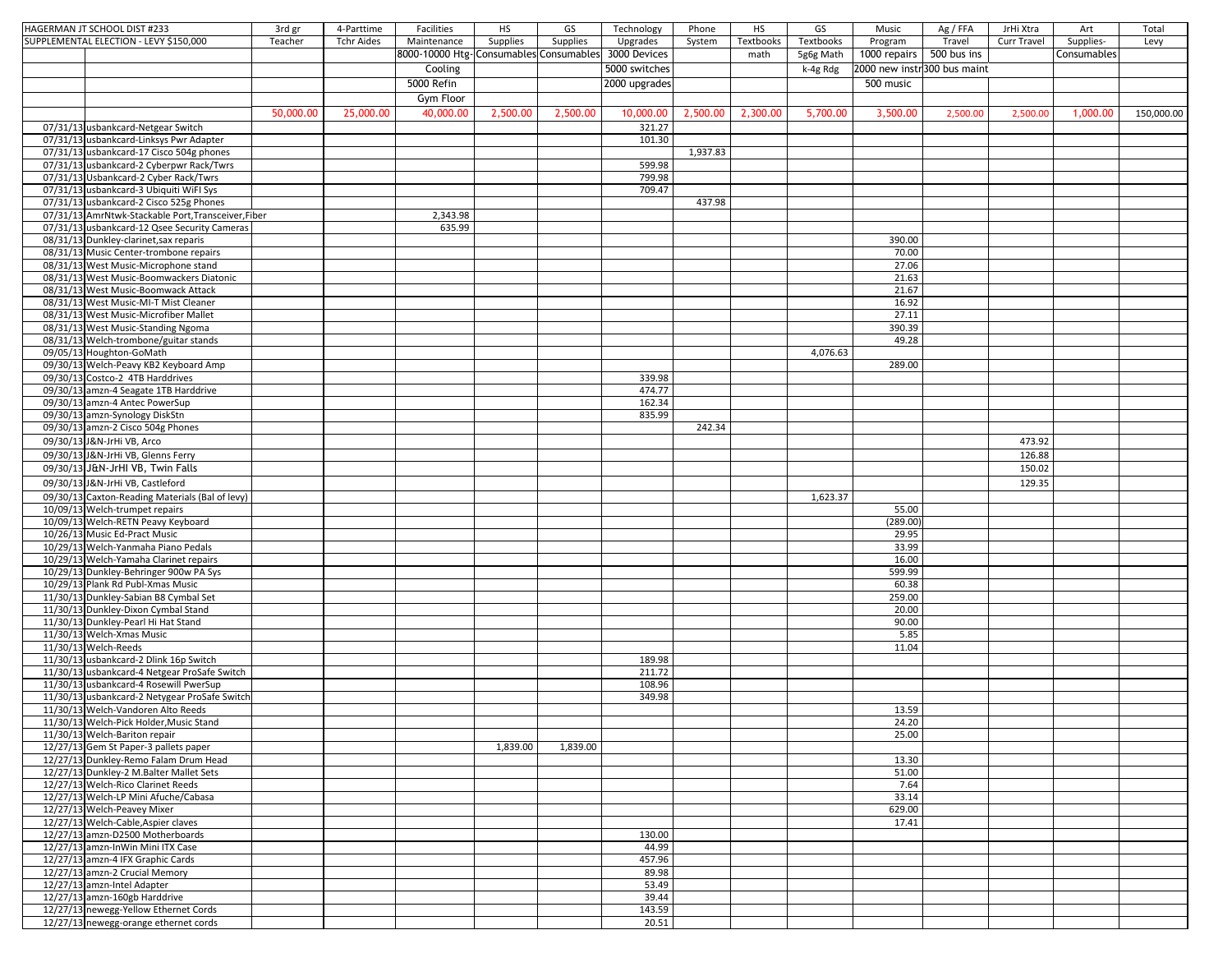| HAGERMAN JT SCHOOL DIST #233 | | 3rd gr | 4-Parttime | Facilities | HS | GS | Technology | Phone | HS | GS | Music | Ag / FFA | JrHi Xtra | Art | Total |
|---|---|---|---|---|---|---|---|---|---|---|---|---|---|---|---|
| SUPPLEMENTAL ELECTION - LEVY $150,000 | | Teacher | Tchr Aides | Maintenance | Supplies | Supplies | Upgrades | System | Textbooks | Textbooks | Program | Travel | Curr Travel | Supplies- | Levy |
| | | | | 8000-10000 Htg- | Consumables | Consumables | 3000 Devices | | math | 5g6g Math | 1000 repairs | 500 bus ins | | Consumables | |
| | | | | Cooling | | | 5000 switches | | | k-4g Rdg | 2000 new instr | 300 bus maint | | | |
| | | | | 5000 Refin | | | 2000 upgrades | | | | 500 music | | | | |
| | | | | Gym Floor | | | | | | | | | | | |
| | | 50,000.00 | 25,000.00 | 40,000.00 | 2,500.00 | 2,500.00 | 10,000.00 | 2,500.00 | 2,300.00 | 5,700.00 | 3,500.00 | 2,500.00 | 2,500.00 | 1,000.00 | 150,000.00 |
| 07/31/13 | usbankcard-Netgear Switch | | | | | | 321.27 | | | | | | | | |
| 07/31/13 | usbankcard-Linksys Pwr Adapter | | | | | | 101.30 | | | | | | | | |
| 07/31/13 | usbankcard-17 Cisco 504g phones | | | | | | | 1,937.83 | | | | | | | |
| 07/31/13 | usbankcard-2 Cyberpwr Rack/Twrs | | | | | | 599.98 | | | | | | | | |
| 07/31/13 | Usbankcard-2 Cyber Rack/Twrs | | | | | | 799.98 | | | | | | | | |
| 07/31/13 | usbankcard-3 Ubiquiti WiFI Sys | | | | | | 709.47 | | | | | | | | |
| 07/31/13 | usbankcard-2 Cisco 525g Phones | | | | | | | 437.98 | | | | | | | |
| 07/31/13 | AmrNtwk-Stackable Port,Transceiver,Fiber | | | 2,343.98 | | | | | | | | | | | |
| 07/31/13 | usbankcard-12 Qsee Security Cameras | | | 635.99 | | | | | | | | | | | |
| 08/31/13 | Dunkley-clarinet,sax reparis | | | | | | | | | | 390.00 | | | | |
| 08/31/13 | Music Center-trombone repairs | | | | | | | | | | 70.00 | | | | |
| 08/31/13 | West Music-Microphone stand | | | | | | | | | | 27.06 | | | | |
| 08/31/13 | West Music-Boomwackers Diatonic | | | | | | | | | | 21.63 | | | | |
| 08/31/13 | West Music-Boomwack Attack | | | | | | | | | | 21.67 | | | | |
| 08/31/13 | West Music-MI-T Mist Cleaner | | | | | | | | | | 16.92 | | | | |
| 08/31/13 | West Music-Microfiber Mallet | | | | | | | | | | 27.11 | | | | |
| 08/31/13 | West Music-Standing Ngoma | | | | | | | | | | 390.39 | | | | |
| 08/31/13 | Welch-trombone/guitar stands | | | | | | | | | | 49.28 | | | | |
| 09/05/13 | Houghton-GoMath | | | | | | | | | 4,076.63 | | | | | |
| 09/30/13 | Welch-Peavy KB2 Keyboard Amp | | | | | | | | | | 289.00 | | | | |
| 09/30/13 | Costco-2 4TB Harddrives | | | | | | 339.98 | | | | | | | | |
| 09/30/13 | amzn-4 Seagate 1TB Harddrive | | | | | | 474.77 | | | | | | | | |
| 09/30/13 | amzn-4 Antec PowerSup | | | | | | 162.34 | | | | | | | | |
| 09/30/13 | amzn-Synology DiskStn | | | | | | 835.99 | | | | | | | | |
| 09/30/13 | amzn-2 Cisco 504g Phones | | | | | | | 242.34 | | | | | | | |
| 09/30/13 | J&N-JrHi VB, Arco | | | | | | | | | | | | 473.92 | | |
| 09/30/13 | J&N-JrHi VB, Glenns Ferry | | | | | | | | | | | | 126.88 | | |
| 09/30/13 | J&N-JrHI VB, Twin Falls | | | | | | | | | | | | 150.02 | | |
| 09/30/13 | J&N-JrHi VB, Castleford | | | | | | | | | | | | 129.35 | | |
| 09/30/13 | Caxton-Reading Materials (Bal of levy) | | | | | | | | | 1,623.37 | | | | | |
| 10/09/13 | Welch-trumpet repairs | | | | | | | | | | 55.00 | | | | |
| 10/09/13 | Welch-RETN Peavy Keyboard | | | | | | | | | | (289.00) | | | | |
| 10/26/13 | Music Ed-Pract Music | | | | | | | | | | 29.95 | | | | |
| 10/29/13 | Welch-Yanmaha Piano Pedals | | | | | | | | | | 33.99 | | | | |
| 10/29/13 | Welch-Yamaha Clarinet repairs | | | | | | | | | | 16.00 | | | | |
| 10/29/13 | Dunkley-Behringer 900w PA Sys | | | | | | | | | | 599.99 | | | | |
| 10/29/13 | Plank Rd Publ-Xmas Music | | | | | | | | | | 60.38 | | | | |
| 11/30/13 | Dunkley-Sabian B8 Cymbal Set | | | | | | | | | | 259.00 | | | | |
| 11/30/13 | Dunkley-Dixon Cymbal Stand | | | | | | | | | | 20.00 | | | | |
| 11/30/13 | Dunkley-Pearl Hi Hat Stand | | | | | | | | | | 90.00 | | | | |
| 11/30/13 | Welch-Xmas Music | | | | | | | | | | 5.85 | | | | |
| 11/30/13 | Welch-Reeds | | | | | | | | | | 11.04 | | | | |
| 11/30/13 | usbankcard-2 Dlink 16p Switch | | | | | | 189.98 | | | | | | | | |
| 11/30/13 | usbankcard-4 Netgear ProSafe Switch | | | | | | 211.72 | | | | | | | | |
| 11/30/13 | usbankcard-4 Rosewill PwerSup | | | | | | 108.96 | | | | | | | | |
| 11/30/13 | usbankcard-2 Netygear ProSafe Switch | | | | | | 349.98 | | | | | | | | |
| 11/30/13 | Welch-Vandoren Alto Reeds | | | | | | | | | | 13.59 | | | | |
| 11/30/13 | Welch-Pick Holder,Music Stand | | | | | | | | | | 24.20 | | | | |
| 11/30/13 | Welch-Bariton repair | | | | | | | | | | 25.00 | | | | |
| 12/27/13 | Gem St Paper-3 pallets paper | | | | 1,839.00 | 1,839.00 | | | | | | | | | |
| 12/27/13 | Dunkley-Remo Falam Drum Head | | | | | | | | | | 13.30 | | | | |
| 12/27/13 | Dunkley-2 M.Balter Mallet Sets | | | | | | | | | | 51.00 | | | | |
| 12/27/13 | Welch-Rico Clarinet Reeds | | | | | | | | | | 7.64 | | | | |
| 12/27/13 | Welch-LP Mini Afuche/Cabasa | | | | | | | | | | 33.14 | | | | |
| 12/27/13 | Welch-Peavey Mixer | | | | | | | | | | 629.00 | | | | |
| 12/27/13 | Welch-Cable,Aspier claves | | | | | | | | | | 17.41 | | | | |
| 12/27/13 | amzn-D2500 Motherboards | | | | | | 130.00 | | | | | | | | |
| 12/27/13 | amzn-InWin Mini ITX Case | | | | | | 44.99 | | | | | | | | |
| 12/27/13 | amzn-4 IFX Graphic Cards | | | | | | 457.96 | | | | | | | | |
| 12/27/13 | amzn-2 Crucial Memory | | | | | | 89.98 | | | | | | | | |
| 12/27/13 | amzn-Intel Adapter | | | | | | 53.49 | | | | | | | | |
| 12/27/13 | amzn-160gb Harddrive | | | | | | 39.44 | | | | | | | | |
| 12/27/13 | newegg-Yellow Ethernet Cords | | | | | | 143.59 | | | | | | | | |
| 12/27/13 | newegg-orange ethernet cords | | | | | | 20.51 | | | | | | | | |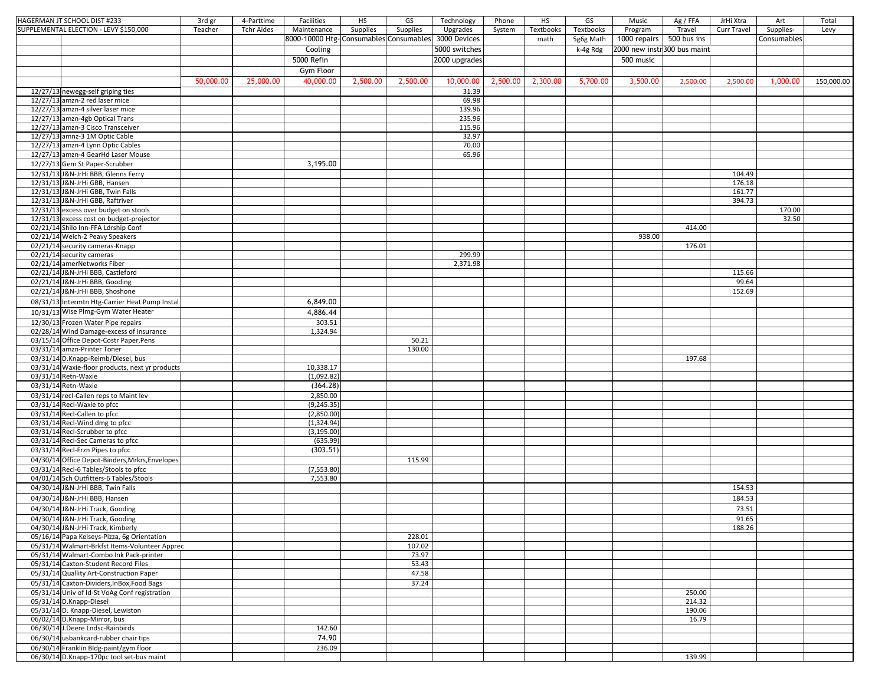| HAGERMAN JT SCHOOL DIST #233 | | 3rd gr | 4-Parttime | Facilities | HS | GS | Technology | Phone | HS | GS | Music | Ag / FFA | JrHi Xtra | Art | Total |
|---|---|---|---|---|---|---|---|---|---|---|---|---|---|---|---|
| SUPPLEMENTAL ELECTION - LEVY $150,000 | | Teacher | Tchr Aides | Maintenance | Supplies | Supplies | Upgrades | System | Textbooks | Textbooks | Program | Travel | Curr Travel | Supplies- | Levy |
| | | | | 8000-10000 Htg- | Consumables | Consumables | 3000 Devices | | math | 5g6g Math | 1000 repairs | 500 bus ins | | Consumables | |
| | | | | Cooling | | | 5000 switches | | | k-4g Rdg | 2000 new instr | 300 bus maint | | | |
| | | | | 5000 Refin | | | 2000 upgrades | | | | 500 music | | | | |
| | | | | Gym Floor | | | | | | | | | | | |
| | | 50,000.00 | 25,000.00 | 40,000.00 | 2,500.00 | 2,500.00 | 10,000.00 | 2,500.00 | 2,300.00 | 5,700.00 | 3,500.00 | 2,500.00 | 2,500.00 | 1,000.00 | 150,000.00 |
| 12/27/13 | newegg-self griping ties | | | | | | 31.39 | | | | | | | | |
| 12/27/13 | amzn-2 red laser mice | | | | | | 69.98 | | | | | | | | |
| 12/27/13 | amzn-4 silver laser mice | | | | | | 139.96 | | | | | | | | |
| 12/27/13 | amzn-4gb Optical Trans | | | | | | 235.96 | | | | | | | | |
| 12/27/13 | amzn-3 Cisco Transceiver | | | | | | 115.96 | | | | | | | | |
| 12/27/13 | amnz-3 1M Optic Cable | | | | | | 32.97 | | | | | | | | |
| 12/27/13 | amzn-4 Lynn Optic Cables | | | | | | 70.00 | | | | | | | | |
| 12/27/13 | amzn-4 GearHd Laser Mouse | | | | | | 65.96 | | | | | | | | |
| 12/27/13 | Gem St Paper-Scrubber | | | 3,195.00 | | | | | | | | | | | |
| 12/31/13 | J&N-JrHi BBB, Glenns Ferry | | | | | | | | | | | | 104.49 | | |
| 12/31/13 | J&N-JrHi GBB, Hansen | | | | | | | | | | | | 176.18 | | |
| 12/31/13 | J&N-JrHi GBB, Twin Falls | | | | | | | | | | | | 161.77 | | |
| 12/31/13 | J&N-JrHi GBB, Raftriver | | | | | | | | | | | | 394.73 | | |
| 12/31/13 | excess over budget on stools | | | | | | | | | | | | | 170.00 | |
| 12/31/13 | excess cost on budget-projector | | | | | | | | | | | | | 32.50 | |
| 02/21/14 | Shilo Inn-FFA Ldrship Conf | | | | | | | | | | | 414.00 | | | |
| 02/21/14 | Welch-2 Peavy Speakers | | | | | | | | | | 938.00 | | | | |
| 02/21/14 | security cameras-Knapp | | | | | | | | | | | 176.01 | | | |
| 02/21/14 | security cameras | | | | | | 299.99 | | | | | | | | |
| 02/21/14 | amerNetworks Fiber | | | | | | 2,371.98 | | | | | | | | |
| 02/21/14 | J&N-JrHi BBB, Castleford | | | | | | | | | | | | 115.66 | | |
| 02/21/14 | J&N-JrHi BBB, Gooding | | | | | | | | | | | | 99.64 | | |
| 02/21/14 | J&N-JrHi BBB, Shoshone | | | | | | | | | | | | 152.69 | | |
| 08/31/13 | Intermtn Htg-Carrier Heat Pump Instal | | | 6,849.00 | | | | | | | | | | | |
| 10/31/13 | Wise Plmg-Gym Water Heater | | | 4,886.44 | | | | | | | | | | | |
| 12/30/13 | Frozen Water Pipe repairs | | | 303.51 | | | | | | | | | | | |
| 02/28/14 | Wind Damage-excess of insurance | | | 1,324.94 | | | | | | | | | | | |
| 03/15/14 | Office Depot-Costr Paper,Pens | | | | | 50.21 | | | | | | | | | |
| 03/31/14 | amzn-Printer Toner | | | | | 130.00 | | | | | | | | | |
| 03/31/14 | D.Knapp-Reimb/Diesel, bus | | | | | | | | | | | 197.68 | | | |
| 03/31/14 | Waxie-floor products, next yr products | | | 10,338.17 | | | | | | | | | | | |
| 03/31/14 | Retn-Waxie | | | (1,092.82) | | | | | | | | | | | |
| 03/31/14 | Retn-Waxie | | | (364.28) | | | | | | | | | | | |
| 03/31/14 | recl-Callen reps to Maint lev | | | 2,850.00 | | | | | | | | | | | |
| 03/31/14 | Recl-Waxie to pfcc | | | (9,245.35) | | | | | | | | | | | |
| 03/31/14 | Recl-Callen to pfcc | | | (2,850.00) | | | | | | | | | | | |
| 03/31/14 | Recl-Wind dmg to pfcc | | | (1,324.94) | | | | | | | | | | | |
| 03/31/14 | Recl-Scrubber to pfcc | | | (3,195.00) | | | | | | | | | | | |
| 03/31/14 | Recl-Sec Cameras to pfcc | | | (635.99) | | | | | | | | | | | |
| 03/31/14 | Recl-Frzn Pipes to pfcc | | | (303.51) | | | | | | | | | | | |
| 04/30/14 | Office Depot-Binders,Mrkrs,Envelopes | | | | | 115.99 | | | | | | | | | |
| 03/31/14 | Recl-6 Tables/Stools to pfcc | | | (7,553.80) | | | | | | | | | | | |
| 04/01/14 | Sch Outfitters-6 Tables/Stools | | | 7,553.80 | | | | | | | | | | | |
| 04/30/14 | J&N-JrHi BBB, Twin Falls | | | | | | | | | | | | 154.53 | | |
| 04/30/14 | J&N-JrHi BBB, Hansen | | | | | | | | | | | | 184.53 | | |
| 04/30/14 | J&N-JrHi Track, Gooding | | | | | | | | | | | | 73.51 | | |
| 04/30/14 | J&N-JrHi Track, Gooding | | | | | | | | | | | | 91.65 | | |
| 04/30/14 | J&N-JrHi Track, Kimberly | | | | | | | | | | | | 188.26 | | |
| 05/16/14 | Papa Kelseys-Pizza, 6g Orientation | | | | | 228.01 | | | | | | | | | |
| 05/31/14 | Walmart-Brkfst Items-Volunteer Apprec | | | | | 107.02 | | | | | | | | | |
| 05/31/14 | Walmart-Combo Ink Pack-printer | | | | | 73.97 | | | | | | | | | |
| 05/31/14 | Caxton-Student Record Files | | | | | 53.43 | | | | | | | | | |
| 05/31/14 | Quallity Art-Construction Paper | | | | | 47.58 | | | | | | | | | |
| 05/31/14 | Caxton-Dividers,InBox,Food Bags | | | | | 37.24 | | | | | | | | | |
| 05/31/14 | Univ of Id-St VoAg Conf registration | | | | | | | | | | | 250.00 | | | |
| 05/31/14 | D.Knapp-Diesel | | | | | | | | | | | 214.32 | | | |
| 05/31/14 | D. Knapp-Diesel, Lewiston | | | | | | | | | | | 190.06 | | | |
| 06/02/14 | D.Knapp-Mirror, bus | | | | | | | | | | | 16.79 | | | |
| 06/30/14 | J.Deere Lndsc-Rainbirds | | | 142.60 | | | | | | | | | | | |
| 06/30/14 | usbankcard-rubber chair tips | | | 74.90 | | | | | | | | | | | |
| 06/30/14 | Franklin Bldg-paint/gym floor | | | 236.09 | | | | | | | | | | | |
| 06/30/14 | D.Knapp-170pc tool set-bus maint | | | | | | | | | | | 139.99 | | | |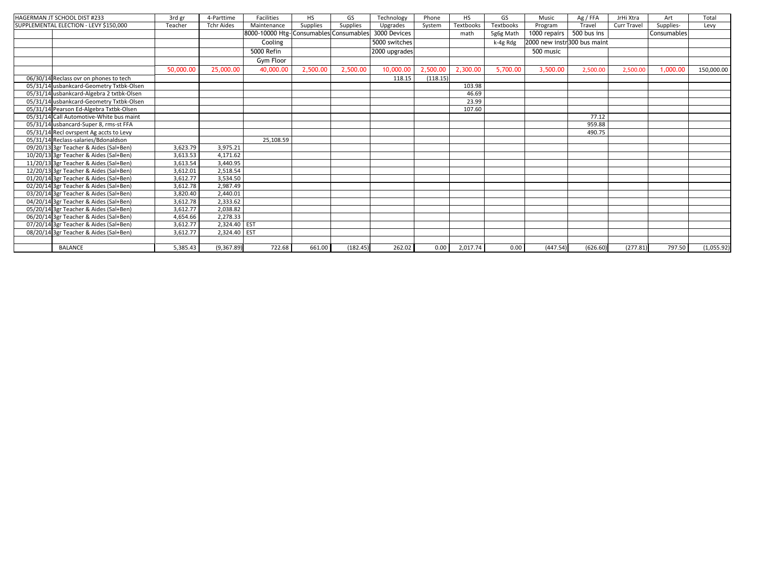| HAGERMAN JT SCHOOL DIST #233 | | 3rd gr | 4-Parttime | Facilities | HS | GS | Technology | Phone | HS | GS | Music | Ag / FFA | JrHi Xtra | Art | Total |
|---|---|---|---|---|---|---|---|---|---|---|---|---|---|---|---|
| SUPPLEMENTAL ELECTION - LEVY $150,000 | | Teacher | Tchr Aides | Maintenance | Supplies | Supplies | Upgrades | System | Textbooks | Textbooks | Program | Travel | Curr Travel | Supplies- | Levy |
| | | | | 8000-10000 Htg- | Consumables | Consumables | 3000 Devices | | math | 5g6g Math | 1000 repairs | 500 bus ins | | Consumables | |
| | | | | Cooling | | | 5000 switches | | | k-4g Rdg | 2000 new instr | 300 bus maint | | | |
| | | | | 5000 Refin | | | 2000 upgrades | | | | 500 music | | | | |
| | | | | Gym Floor | | | | | | | | | | | |
| | | 50,000.00 | 25,000.00 | 40,000.00 | 2,500.00 | 2,500.00 | 10,000.00 | 2,500.00 | 2,300.00 | 5,700.00 | 3,500.00 | 2,500.00 | 2,500.00 | 1,000.00 | 150,000.00 |
| 06/30/14 | Reclass ovr on phones to tech | | | | | | 118.15 | (118.15) | | | | | | | |
| 05/31/14 | usbankcard-Geometry Txtbk-Olsen | | | | | | | | 103.98 | | | | | | |
| 05/31/14 | usbankcard-Algebra 2 txtbk-Olsen | | | | | | | | 46.69 | | | | | | |
| 05/31/14 | usbankcard-Geometry Txtbk-Olsen | | | | | | | | 23.99 | | | | | | |
| 05/31/14 | Pearson Ed-Algebra Txtbk-Olsen | | | | | | | | 107.60 | | | | | | |
| 05/31/14 | Call Automotive-White bus maint | | | | | | | | | | | 77.12 | | | |
| 05/31/14 | usbancard-Super 8, rms-st FFA | | | | | | | | | | | 959.88 | | | |
| 05/31/14 | Recl ovrspent Ag accts to Levy | | | | | | | | | | | 490.75 | | | |
| 05/31/14 | Reclass-salaries/Bdonaldson | | | 25,108.59 | | | | | | | | | | | |
| 09/20/13 | 3gr Teacher & Aides (Sal+Ben) | 3,623.79 | 3,975.21 | | | | | | | | | | | | |
| 10/20/13 | 3gr Teacher & Aides (Sal+Ben) | 3,613.53 | 4,171.62 | | | | | | | | | | | | |
| 11/20/13 | 3gr Teacher & Aides (Sal+Ben) | 3,613.54 | 3,440.95 | | | | | | | | | | | | |
| 12/20/13 | 3gr Teacher & Aides (Sal+Ben) | 3,612.01 | 2,518.54 | | | | | | | | | | | | |
| 01/20/14 | 3gr Teacher & Aides (Sal+Ben) | 3,612.77 | 3,534.50 | | | | | | | | | | | | |
| 02/20/14 | 3gr Teacher & Aides (Sal+Ben) | 3,612.78 | 2,987.49 | | | | | | | | | | | | |
| 03/20/14 | 3gr Teacher & Aides (Sal+Ben) | 3,820.40 | 2,440.01 | | | | | | | | | | | | |
| 04/20/14 | 3gr Teacher & Aides (Sal+Ben) | 3,612.78 | 2,333.62 | | | | | | | | | | | | |
| 05/20/14 | 3gr Teacher & Aides (Sal+Ben) | 3,612.77 | 2,038.82 | | | | | | | | | | | | |
| 06/20/14 | 3gr Teacher & Aides (Sal+Ben) | 4,654.66 | 2,278.33 | | | | | | | | | | | | |
| 07/20/14 | 3gr Teacher & Aides (Sal+Ben) | 3,612.77 | 2,324.40 | EST | | | | | | | | | | | |
| 08/20/14 | 3gr Teacher & Aides (Sal+Ben) | 3,612.77 | 2,324.40 | EST | | | | | | | | | | | |
| | | | | | | | | | | | | | | | |
| | BALANCE | 5,385.43 | (9,367.89) | 722.68 | 661.00 | (182.45) | 262.02 | 0.00 | 2,017.74 | 0.00 | (447.54) | (626.60) | (277.81) | 797.50 | (1,055.92) |